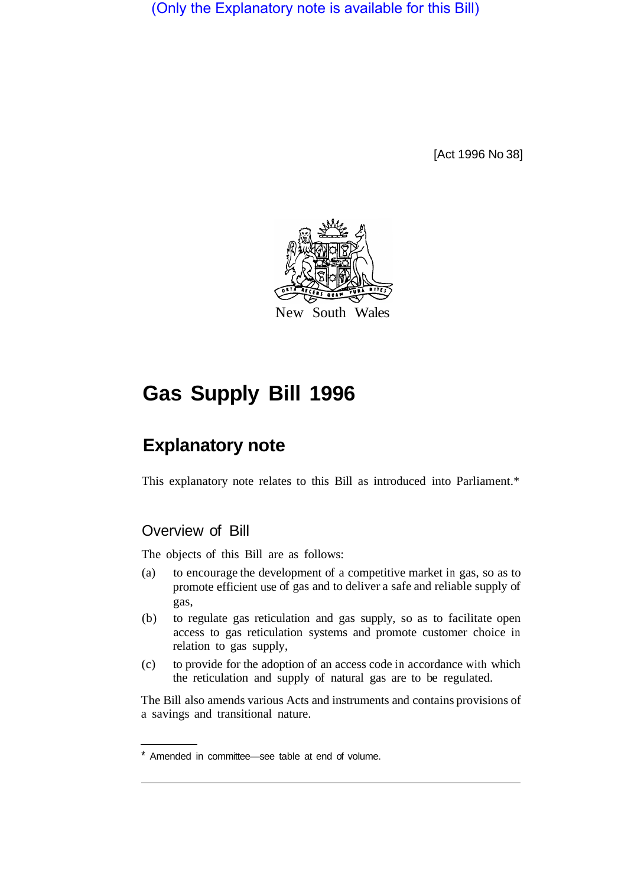(Only the Explanatory note is available for this Bill)

[Act 1996 No 38]

New South Wales

# Gas Supply Bill 1996

## Explanatory note

This explanatory note relates to this Bill as introduced into Parliament.*

### Overview of Bill

The objects of this Bill are as follows:

(a) to encourage the development of a competitive market in gas, so as to promote efficient use of gas and to deliver a safe and reliable supply of gas,

(b) to regulate gas reticulation and gas supply, so as to facilitate open access to gas reticulation systems and promote customer choice in relation to gas supply,

(c) to provide for the adoption of an access code in accordance with which the reticulation and supply of natural gas are to be regulated.

The Bill also amends various Acts and instruments and contains provisions of a savings and transitional nature.

\* Amended in committee—see table at end of volume.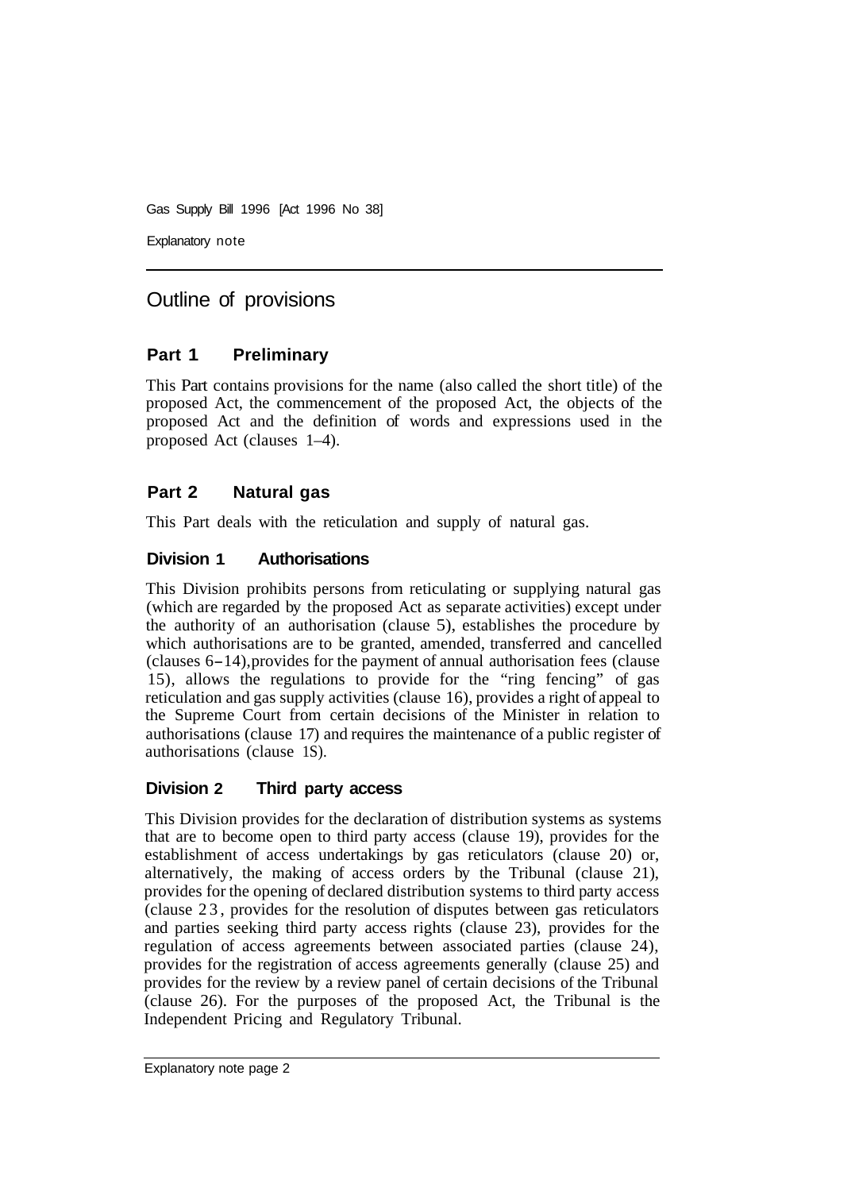## Outline of provisions

### Part 1 Preliminary

This Part contains provisions for the name (also called the short title) of the proposed Act, the commencement of the proposed Act, the objects of the proposed Act and the definition of words and expressions used in the proposed Act (clauses 1–4).

### Part 2 Natural gas

This Part deals with the reticulation and supply of natural gas.

#### Division 1 Authorisations

This Division prohibits persons from reticulating or supplying natural gas (which are regarded by the proposed Act as separate activities) except under the authority of an authorisation (clause 5), establishes the procedure by which authorisations are to be granted, amended, transferred and cancelled (clauses 6–14), provides for the payment of annual authorisation fees (clause 15), allows the regulations to provide for the "ring fencing" of gas reticulation and gas supply activities (clause 16), provides a right of appeal to the Supreme Court from certain decisions of the Minister in relation to authorisations (clause 17) and requires the maintenance of a public register of authorisations (clause 1S).

#### Division 2 Third party access

This Division provides for the declaration of distribution systems as systems that are to become open to third party access (clause 19), provides for the establishment of access undertakings by gas reticulators (clause 20) or, alternatively, the making of access orders by the Tribunal (clause 21), provides for the opening of declared distribution systems to third party access (clause 23, provides for the resolution of disputes between gas reticulators and parties seeking third party access rights (clause 23), provides for the regulation of access agreements between associated parties (clause 24), provides for the registration of access agreements generally (clause 25) and provides for the review by a review panel of certain decisions of the Tribunal (clause 26). For the purposes of the proposed Act, the Tribunal is the Independent Pricing and Regulatory Tribunal.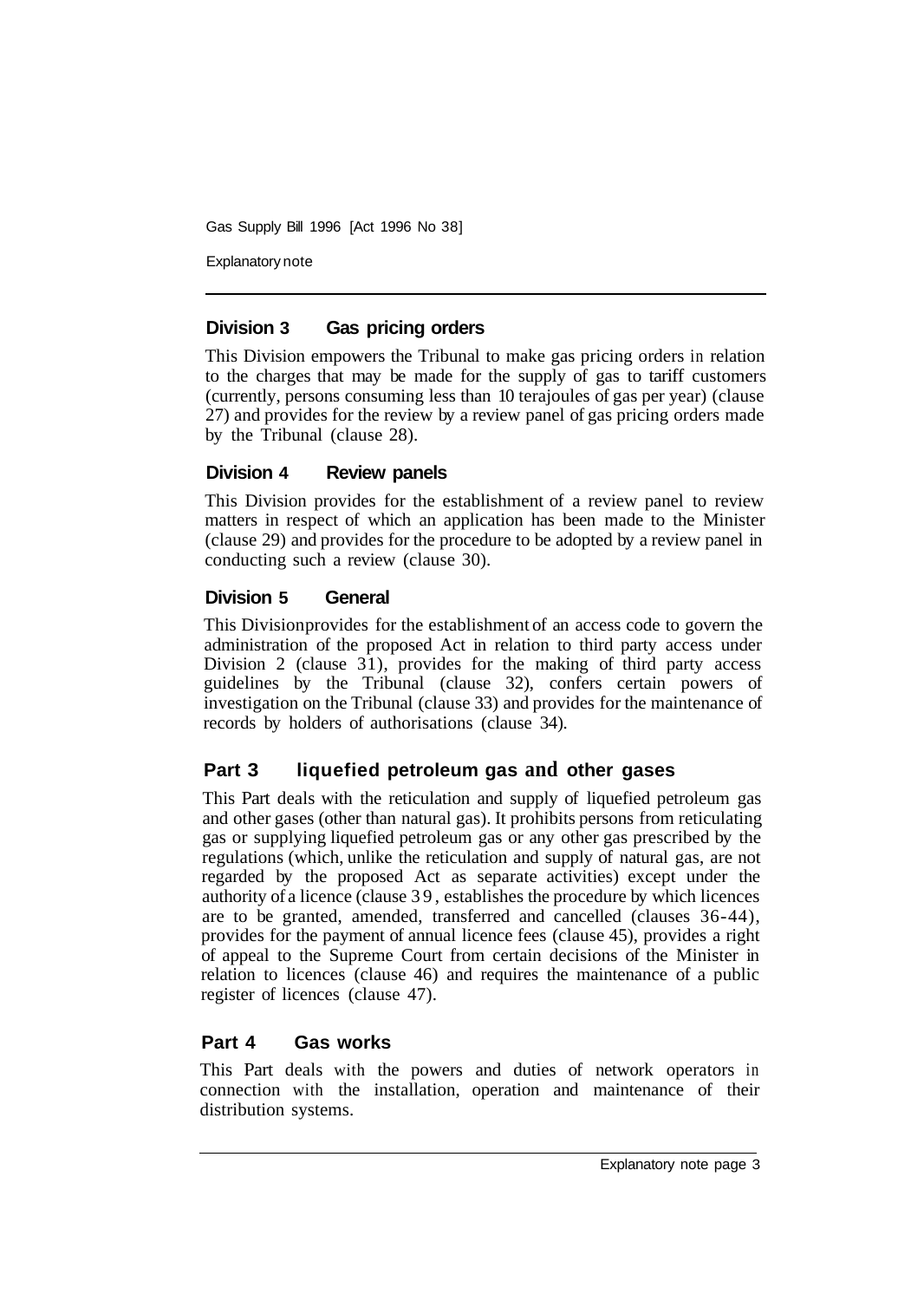### Division 3 Gas pricing orders

This Division empowers the Tribunal to make gas pricing orders in relation to the charges that may be made for the supply of gas to tariff customers (currently, persons consuming less than 10 terajoules of gas per year) (clause 27) and provides for the review by a review panel of gas pricing orders made by the Tribunal (clause 28).

### Division 4 Review panels

This Division provides for the establishment of a review panel to review matters in respect of which an application has been made to the Minister (clause 29) and provides for the procedure to be adopted by a review panel in conducting such a review (clause 30).

### Division 5 General

This Divisionprovides for the establishment of an access code to govern the administration of the proposed Act in relation to third party access under Division 2 (clause 31), provides for the making of third party access guidelines by the Tribunal (clause 32), confers certain powers of investigation on the Tribunal (clause 33) and provides for the maintenance of records by holders of authorisations (clause 34).

## Part 3 liquefied petroleum gas and other gases

This Part deals with the reticulation and supply of liquefied petroleum gas and other gases (other than natural gas). It prohibits persons from reticulating gas or supplying liquefied petroleum gas or any other gas prescribed by the regulations (which, unlike the reticulation and supply of natural gas, are not regarded by the proposed Act as separate activities) except under the authority of a licence (clause 39, establishes the procedure by which licences are to be granted, amended, transferred and cancelled (clauses 36-44), provides for the payment of annual licence fees (clause 45), provides a right of appeal to the Supreme Court from certain decisions of the Minister in relation to licences (clause 46) and requires the maintenance of a public register of licences (clause 47).

## Part 4 Gas works

This Part deals with the powers and duties of network operators in connection with the installation, operation and maintenance of their distribution systems.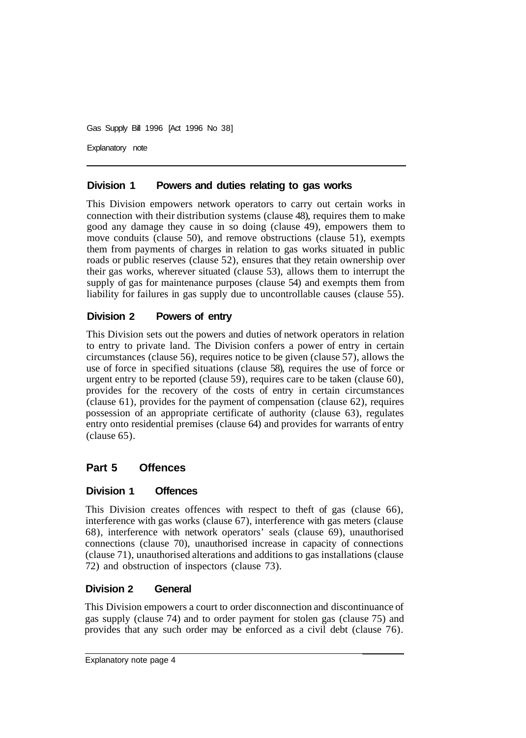### Division 1 Powers and duties relating to gas works

This Division empowers network operators to carry out certain works in connection with their distribution systems (clause 48), requires them to make good any damage they cause in so doing (clause 49), empowers them to move conduits (clause 50), and remove obstructions (clause 51), exempts them from payments of charges in relation to gas works situated in public roads or public reserves (clause 52), ensures that they retain ownership over their gas works, wherever situated (clause 53), allows them to interrupt the supply of gas for maintenance purposes (clause 54) and exempts them from liability for failures in gas supply due to uncontrollable causes (clause 55).

### Division 2 Powers of entry

This Division sets out the powers and duties of network operators in relation to entry to private land. The Division confers a power of entry in certain circumstances (clause 56), requires notice to be given (clause 57), allows the use of force in specified situations (clause 58), requires the use of force or urgent entry to be reported (clause 59), requires care to be taken (clause 60), provides for the recovery of the costs of entry in certain circumstances (clause 61), provides for the payment of compensation (clause 62), requires possession of an appropriate certificate of authority (clause 63), regulates entry onto residential premises (clause 64) and provides for warrants of entry (clause 65).

## Part 5 Offences

### Division 1 Offences

This Division creates offences with respect to theft of gas (clause 66), interference with gas works (clause 67), interference with gas meters (clause 68), interference with network operators' seals (clause 69), unauthorised connections (clause 70), unauthorised increase in capacity of connections (clause 71), unauthorised alterations and additions to gas installations (clause 72) and obstruction of inspectors (clause 73).

### Division 2 General

This Division empowers a court to order disconnection and discontinuance of gas supply (clause 74) and to order payment for stolen gas (clause 75) and provides that any such order may be enforced as a civil debt (clause 76).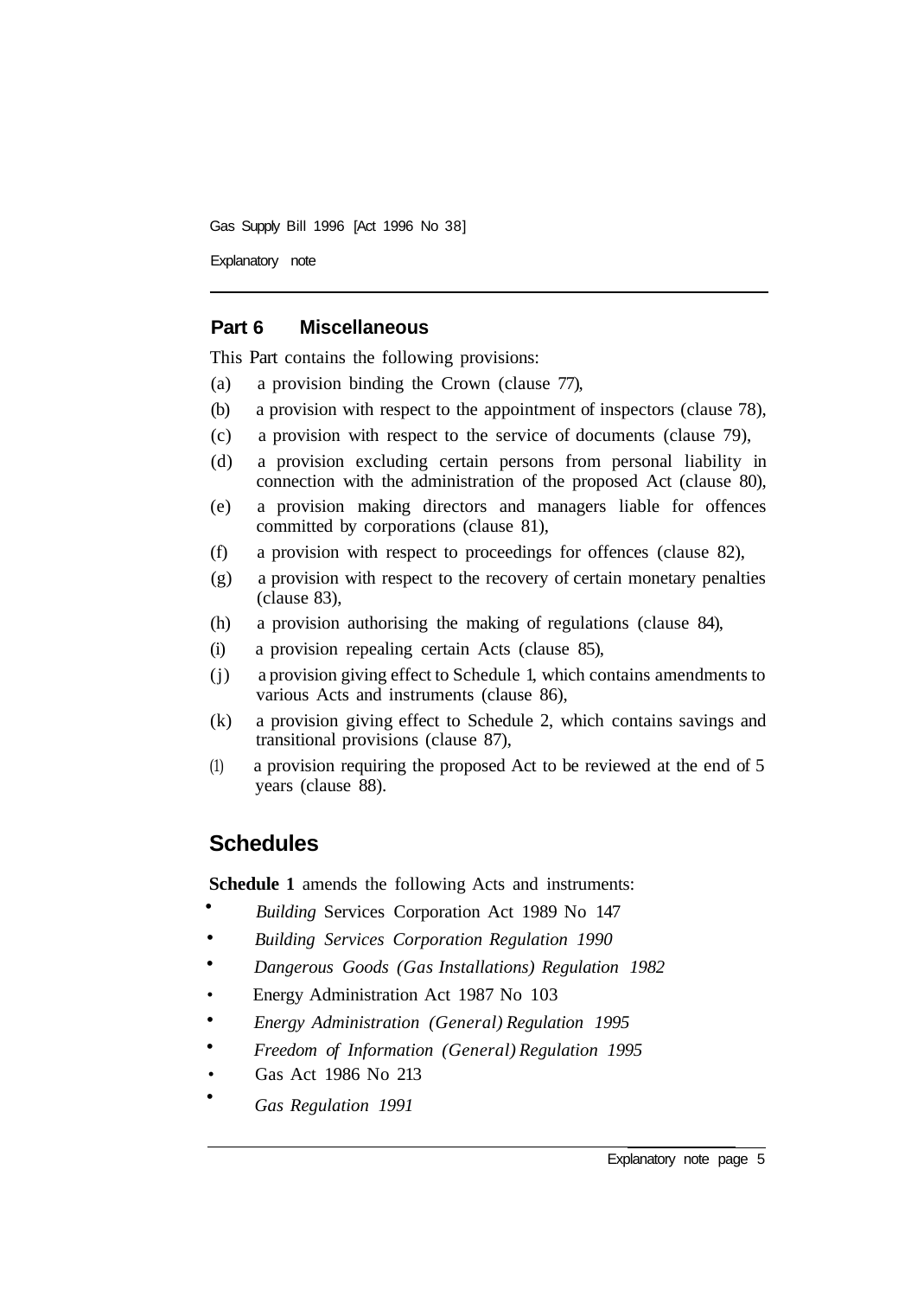## Part 6 Miscellaneous

This Part contains the following provisions:

(a) a provision binding the Crown (clause 77),

(b) a provision with respect to the appointment of inspectors (clause 78),

(c) a provision with respect to the service of documents (clause 79),

(d) a provision excluding certain persons from personal liability in connection with the administration of the proposed Act (clause 80),

(e) a provision making directors and managers liable for offences committed by corporations (clause 81),

(f) a provision with respect to proceedings for offences (clause 82),

(g) a provision with respect to the recovery of certain monetary penalties (clause 83),

(h) a provision authorising the making of regulations (clause 84),

(i) a provision repealing certain Acts (clause 85),

(j) a provision giving effect to Schedule 1, which contains amendments to various Acts and instruments (clause 86),

(k) a provision giving effect to Schedule 2, which contains savings and transitional provisions (clause 87),

(l) a provision requiring the proposed Act to be reviewed at the end of 5 years (clause 88).

# Schedules

**Schedule 1** amends the following Acts and instruments:

- Building Services Corporation Act 1989 No 147
- *Building Services Corporation Regulation 1990*
- *Dangerous Goods (Gas Installations) Regulation 1982*
- Energy Administration Act 1987 No 103
- *Energy Administration (General) Regulation 1995*
- *Freedom of Information (General) Regulation 1995*
- Gas Act 1986 No 213
- *Gas Regulation 1991*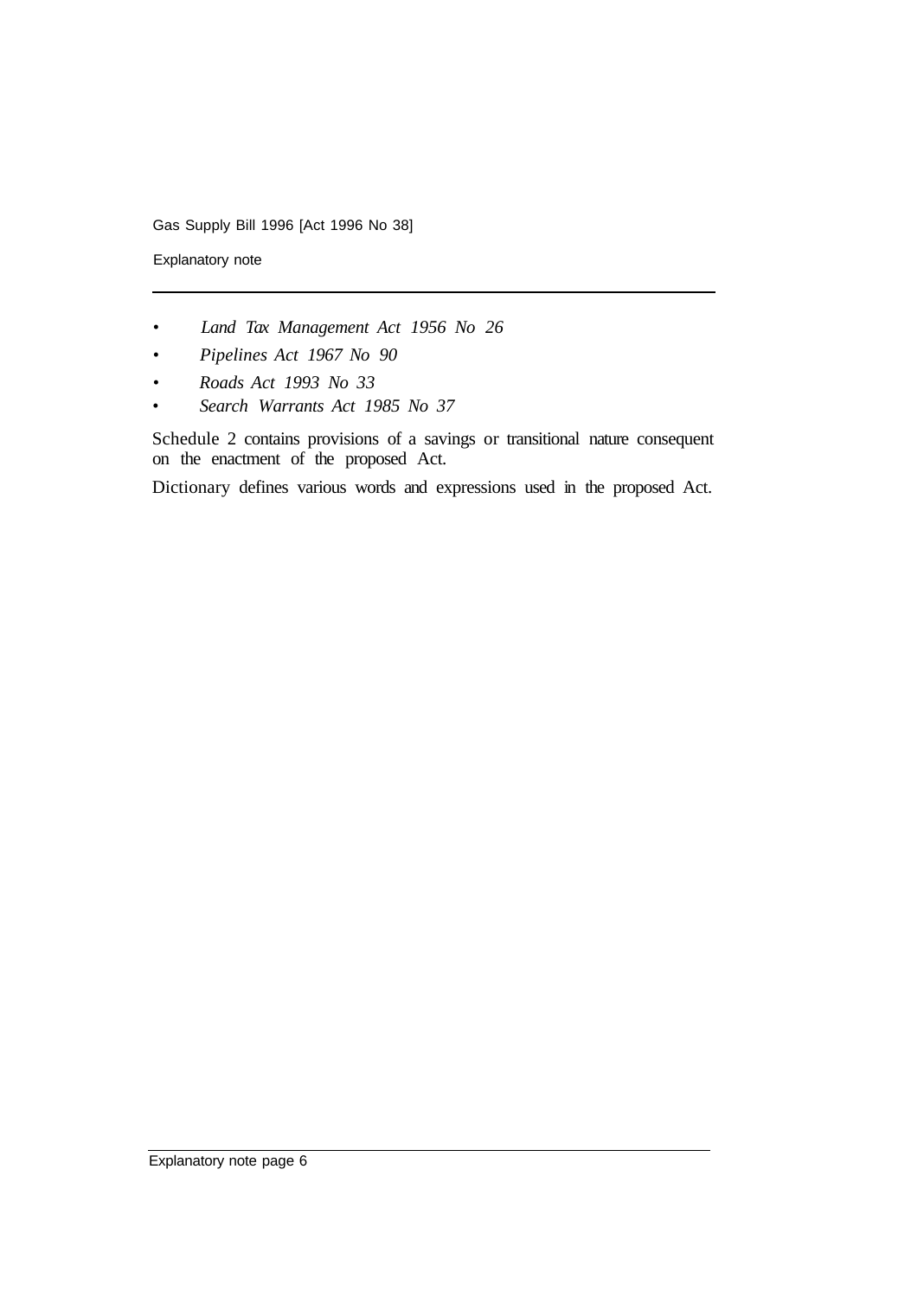- *Land Tax Management Act 1956 No 26*
- *Pipelines Act 1967 No 90*
- *Roads Act 1993 No 33*
- *Search Warrants Act 1985 No 37*

Schedule 2 contains provisions of a savings or transitional nature consequent on the enactment of the proposed Act.

Dictionary defines various words and expressions used in the proposed Act.